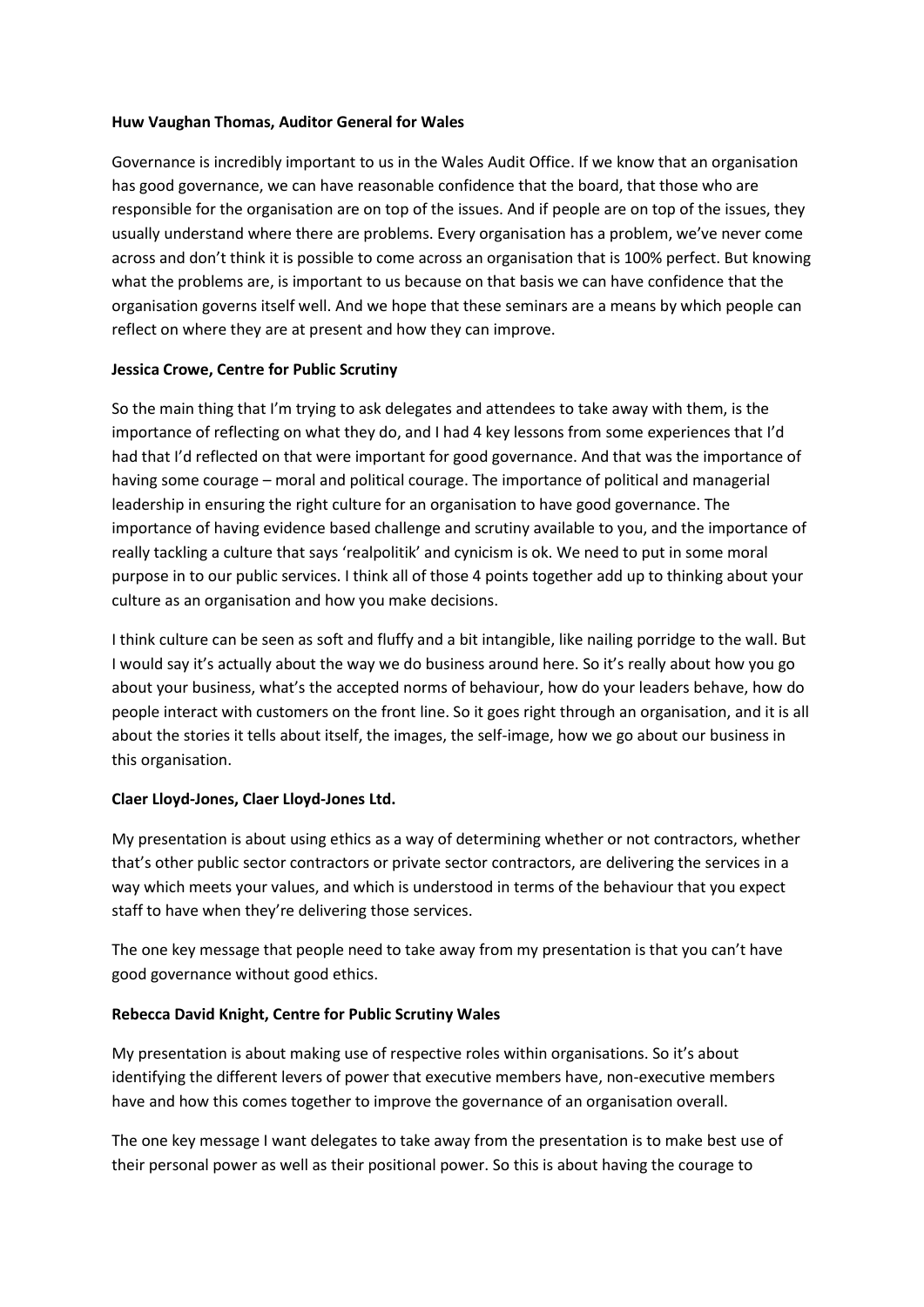**Huw Vaughan Thomas, Auditor General for Wales**

Governance is incredibly important to us in the Wales Audit Office. If we know that an organisation has good governance, we can have reasonable confidence that the board, that those who are responsible for the organisation are on top of the issues. And if people are on top of the issues, they usually understand where there are problems. Every organisation has a problem, we've never come across and don't think it is possible to come across an organisation that is 100% perfect. But knowing what the problems are, is important to us because on that basis we can have confidence that the organisation governs itself well. And we hope that these seminars are a means by which people can reflect on where they are at present and how they can improve.

**Jessica Crowe, Centre for Public Scrutiny**

So the main thing that I'm trying to ask delegates and attendees to take away with them, is the importance of reflecting on what they do, and I had 4 key lessons from some experiences that I'd had that I'd reflected on that were important for good governance. And that was the importance of having some courage – moral and political courage. The importance of political and managerial leadership in ensuring the right culture for an organisation to have good governance. The importance of having evidence based challenge and scrutiny available to you, and the importance of really tackling a culture that says 'realpolitik' and cynicism is ok. We need to put in some moral purpose in to our public services. I think all of those 4 points together add up to thinking about your culture as an organisation and how you make decisions.

I think culture can be seen as soft and fluffy and a bit intangible, like nailing porridge to the wall. But I would say it's actually about the way we do business around here. So it's really about how you go about your business, what's the accepted norms of behaviour, how do your leaders behave, how do people interact with customers on the front line. So it goes right through an organisation, and it is all about the stories it tells about itself, the images, the self-image, how we go about our business in this organisation.

**Claer Lloyd-Jones, Claer Lloyd-Jones Ltd.**

My presentation is about using ethics as a way of determining whether or not contractors, whether that's other public sector contractors or private sector contractors, are delivering the services in a way which meets your values, and which is understood in terms of the behaviour that you expect staff to have when they're delivering those services.

The one key message that people need to take away from my presentation is that you can't have good governance without good ethics.

**Rebecca David Knight, Centre for Public Scrutiny Wales**

My presentation is about making use of respective roles within organisations. So it's about identifying the different levers of power that executive members have, non-executive members have and how this comes together to improve the governance of an organisation overall.

The one key message I want delegates to take away from the presentation is to make best use of their personal power as well as their positional power. So this is about having the courage to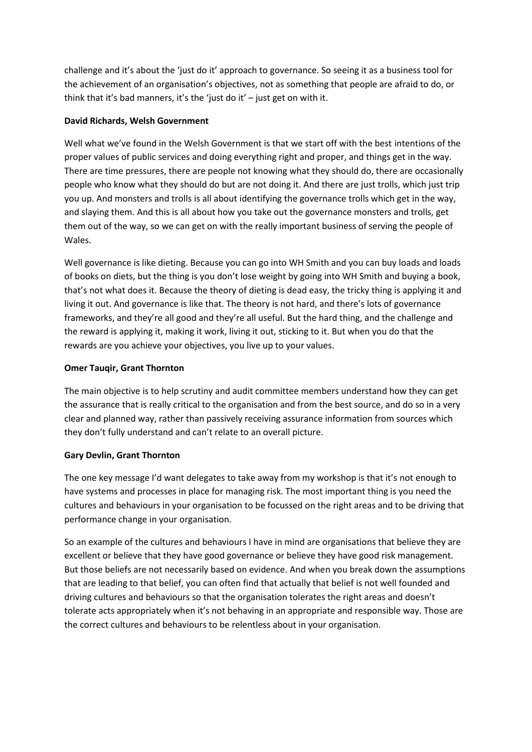challenge and it's about the 'just do it' approach to governance. So seeing it as a business tool for the achievement of an organisation's objectives, not as something that people are afraid to do, or think that it's bad manners, it's the 'just do it' – just get on with it.

**David Richards, Welsh Government**

Well what we've found in the Welsh Government is that we start off with the best intentions of the proper values of public services and doing everything right and proper, and things get in the way. There are time pressures, there are people not knowing what they should do, there are occasionally people who know what they should do but are not doing it. And there are just trolls, which just trip you up. And monsters and trolls is all about identifying the governance trolls which get in the way, and slaying them. And this is all about how you take out the governance monsters and trolls, get them out of the way, so we can get on with the really important business of serving the people of Wales.

Well governance is like dieting. Because you can go into WH Smith and you can buy loads and loads of books on diets, but the thing is you don't lose weight by going into WH Smith and buying a book, that's not what does it. Because the theory of dieting is dead easy, the tricky thing is applying it and living it out. And governance is like that. The theory is not hard, and there's lots of governance frameworks, and they're all good and they're all useful. But the hard thing, and the challenge and the reward is applying it, making it work, living it out, sticking to it. But when you do that the rewards are you achieve your objectives, you live up to your values.

**Omer Tauqir, Grant Thornton**

The main objective is to help scrutiny and audit committee members understand how they can get the assurance that is really critical to the organisation and from the best source, and do so in a very clear and planned way, rather than passively receiving assurance information from sources which they don't fully understand and can't relate to an overall picture.

**Gary Devlin, Grant Thornton**

The one key message I'd want delegates to take away from my workshop is that it's not enough to have systems and processes in place for managing risk. The most important thing is you need the cultures and behaviours in your organisation to be focussed on the right areas and to be driving that performance change in your organisation.

So an example of the cultures and behaviours I have in mind are organisations that believe they are excellent or believe that they have good governance or believe they have good risk management. But those beliefs are not necessarily based on evidence. And when you break down the assumptions that are leading to that belief, you can often find that actually that belief is not well founded and driving cultures and behaviours so that the organisation tolerates the right areas and doesn't tolerate acts appropriately when it's not behaving in an appropriate and responsible way. Those are the correct cultures and behaviours to be relentless about in your organisation.